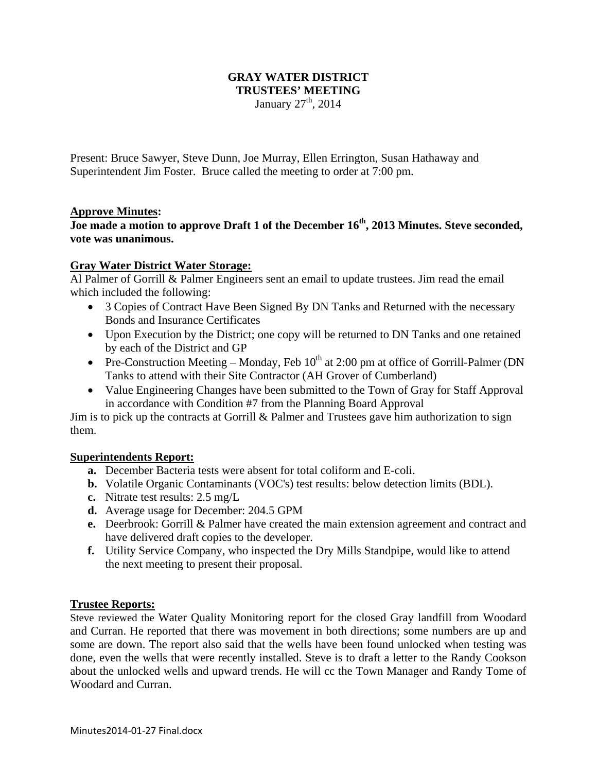# GRAY WATER DISTRICT
## TRUSTEES' MEETING

January 27th, 2014

Present: Bruce Sawyer, Steve Dunn, Joe Murray, Ellen Errington, Susan Hathaway and Superintendent Jim Foster. Bruce called the meeting to order at 7:00 pm.

### Approve Minutes:

**Joe made a motion to approve Draft 1 of the December 16th, 2013 Minutes. Steve seconded, vote was unanimous.**

### Gray Water District Water Storage:

Al Palmer of Gorrill & Palmer Engineers sent an email to update trustees. Jim read the email which included the following:

- 3 Copies of Contract Have Been Signed By DN Tanks and Returned with the necessary Bonds and Insurance Certificates
- Upon Execution by the District; one copy will be returned to DN Tanks and one retained by each of the District and GP
- Pre-Construction Meeting – Monday, Feb 10th at 2:00 pm at office of Gorrill-Palmer (DN Tanks to attend with their Site Contractor (AH Grover of Cumberland)
- Value Engineering Changes have been submitted to the Town of Gray for Staff Approval in accordance with Condition #7 from the Planning Board Approval

Jim is to pick up the contracts at Gorrill & Palmer and Trustees gave him authorization to sign them.

### Superintendents Report:

- **a.** December Bacteria tests were absent for total coliform and E-coli.
- **b.** Volatile Organic Contaminants (VOC's) test results: below detection limits (BDL).
- **c.** Nitrate test results: 2.5 mg/L
- **d.** Average usage for December: 204.5 GPM
- **e.** Deerbrook: Gorrill & Palmer have created the main extension agreement and contract and have delivered draft copies to the developer.
- **f.** Utility Service Company, who inspected the Dry Mills Standpipe, would like to attend the next meeting to present their proposal.

### Trustee Reports:

Steve reviewed the Water Quality Monitoring report for the closed Gray landfill from Woodard and Curran. He reported that there was movement in both directions; some numbers are up and some are down. The report also said that the wells have been found unlocked when testing was done, even the wells that were recently installed. Steve is to draft a letter to the Randy Cookson about the unlocked wells and upward trends. He will cc the Town Manager and Randy Tome of Woodard and Curran.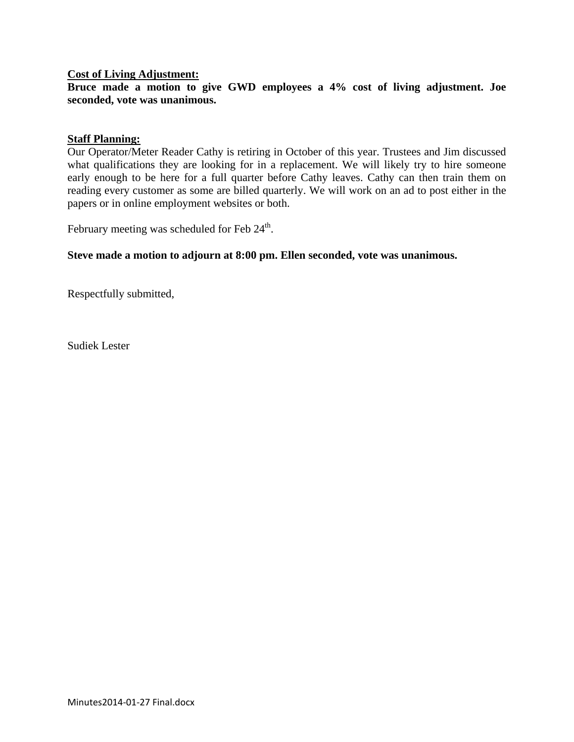**Cost of Living Adjustment:**

**Bruce made a motion to give GWD employees a 4% cost of living adjustment. Joe seconded, vote was unanimous.**

**Staff Planning:**

Our Operator/Meter Reader Cathy is retiring in October of this year. Trustees and Jim discussed what qualifications they are looking for in a replacement. We will likely try to hire someone early enough to be here for a full quarter before Cathy leaves. Cathy can then train them on reading every customer as some are billed quarterly. We will work on an ad to post either in the papers or in online employment websites or both.

February meeting was scheduled for Feb 24th.

**Steve made a motion to adjourn at 8:00 pm. Ellen seconded, vote was unanimous.**

Respectfully submitted,

Sudiek Lester